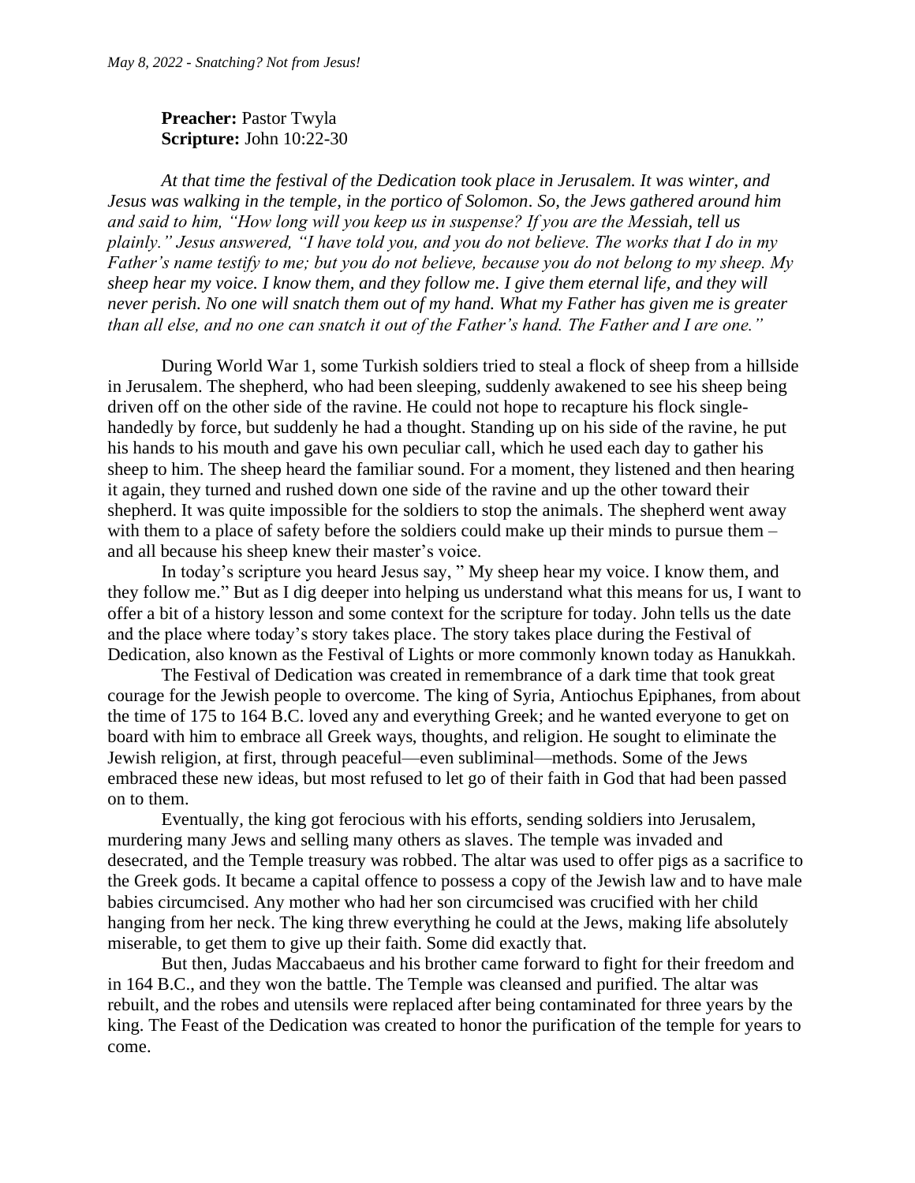*May 8, 2022 - Snatching? Not from Jesus!*

**Preacher:** Pastor Twyla
**Scripture:** John 10:22-30

*At that time the festival of the Dedication took place in Jerusalem. It was winter, and Jesus was walking in the temple, in the portico of Solomon. So, the Jews gathered around him and said to him, "How long will you keep us in suspense? If you are the Messiah, tell us plainly." Jesus answered, "I have told you, and you do not believe. The works that I do in my Father's name testify to me; but you do not believe, because you do not belong to my sheep. My sheep hear my voice. I know them, and they follow me. I give them eternal life, and they will never perish. No one will snatch them out of my hand. What my Father has given me is greater than all else, and no one can snatch it out of the Father's hand. The Father and I are one."*

During World War 1, some Turkish soldiers tried to steal a flock of sheep from a hillside in Jerusalem. The shepherd, who had been sleeping, suddenly awakened to see his sheep being driven off on the other side of the ravine. He could not hope to recapture his flock single-handedly by force, but suddenly he had a thought. Standing up on his side of the ravine, he put his hands to his mouth and gave his own peculiar call, which he used each day to gather his sheep to him. The sheep heard the familiar sound. For a moment, they listened and then hearing it again, they turned and rushed down one side of the ravine and up the other toward their shepherd. It was quite impossible for the soldiers to stop the animals. The shepherd went away with them to a place of safety before the soldiers could make up their minds to pursue them – and all because his sheep knew their master's voice.

In today's scripture you heard Jesus say, " My sheep hear my voice. I know them, and they follow me." But as I dig deeper into helping us understand what this means for us, I want to offer a bit of a history lesson and some context for the scripture for today. John tells us the date and the place where today's story takes place. The story takes place during the Festival of Dedication, also known as the Festival of Lights or more commonly known today as Hanukkah.

The Festival of Dedication was created in remembrance of a dark time that took great courage for the Jewish people to overcome. The king of Syria, Antiochus Epiphanes, from about the time of 175 to 164 B.C. loved any and everything Greek; and he wanted everyone to get on board with him to embrace all Greek ways, thoughts, and religion. He sought to eliminate the Jewish religion, at first, through peaceful—even subliminal—methods. Some of the Jews embraced these new ideas, but most refused to let go of their faith in God that had been passed on to them.

Eventually, the king got ferocious with his efforts, sending soldiers into Jerusalem, murdering many Jews and selling many others as slaves. The temple was invaded and desecrated, and the Temple treasury was robbed. The altar was used to offer pigs as a sacrifice to the Greek gods. It became a capital offence to possess a copy of the Jewish law and to have male babies circumcised. Any mother who had her son circumcised was crucified with her child hanging from her neck. The king threw everything he could at the Jews, making life absolutely miserable, to get them to give up their faith. Some did exactly that.

But then, Judas Maccabaeus and his brother came forward to fight for their freedom and in 164 B.C., and they won the battle. The Temple was cleansed and purified. The altar was rebuilt, and the robes and utensils were replaced after being contaminated for three years by the king. The Feast of the Dedication was created to honor the purification of the temple for years to come.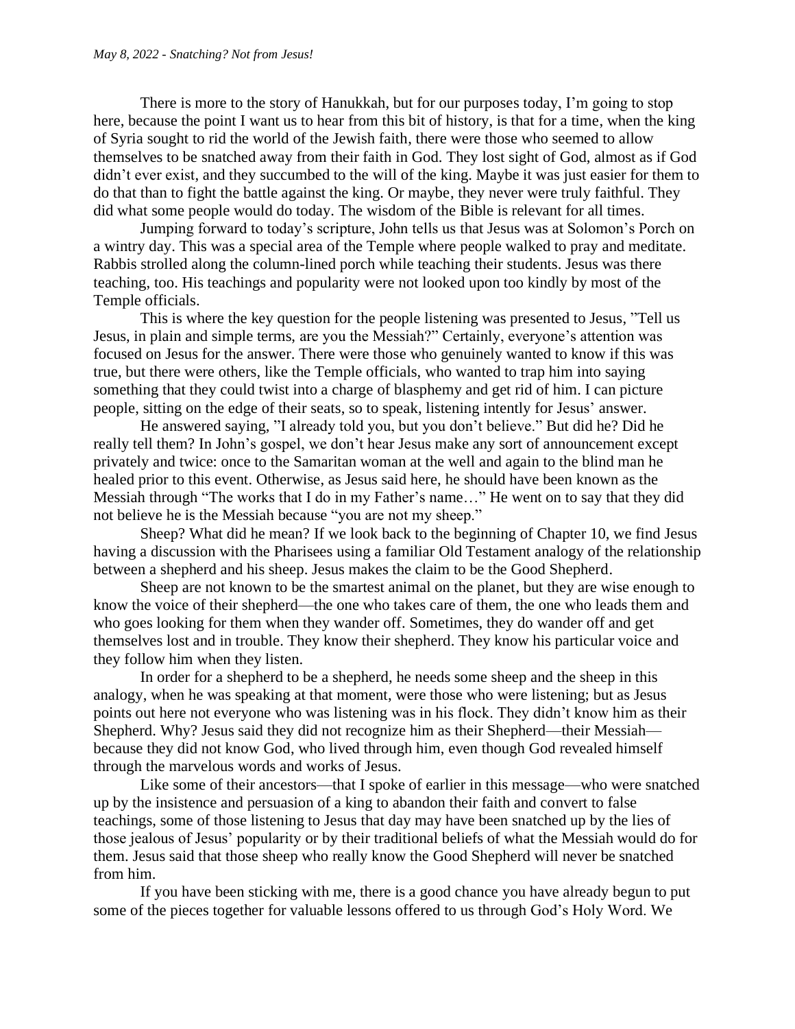There is more to the story of Hanukkah, but for our purposes today, I'm going to stop here, because the point I want us to hear from this bit of history, is that for a time, when the king of Syria sought to rid the world of the Jewish faith, there were those who seemed to allow themselves to be snatched away from their faith in God. They lost sight of God, almost as if God didn't ever exist, and they succumbed to the will of the king. Maybe it was just easier for them to do that than to fight the battle against the king. Or maybe, they never were truly faithful. They did what some people would do today. The wisdom of the Bible is relevant for all times.

Jumping forward to today's scripture, John tells us that Jesus was at Solomon's Porch on a wintry day. This was a special area of the Temple where people walked to pray and meditate. Rabbis strolled along the column-lined porch while teaching their students. Jesus was there teaching, too. His teachings and popularity were not looked upon too kindly by most of the Temple officials.

This is where the key question for the people listening was presented to Jesus, "Tell us Jesus, in plain and simple terms, are you the Messiah?" Certainly, everyone's attention was focused on Jesus for the answer. There were those who genuinely wanted to know if this was true, but there were others, like the Temple officials, who wanted to trap him into saying something that they could twist into a charge of blasphemy and get rid of him. I can picture people, sitting on the edge of their seats, so to speak, listening intently for Jesus' answer.

He answered saying, "I already told you, but you don't believe." But did he? Did he really tell them? In John's gospel, we don't hear Jesus make any sort of announcement except privately and twice: once to the Samaritan woman at the well and again to the blind man he healed prior to this event. Otherwise, as Jesus said here, he should have been known as the Messiah through "The works that I do in my Father's name…" He went on to say that they did not believe he is the Messiah because "you are not my sheep."

Sheep? What did he mean? If we look back to the beginning of Chapter 10, we find Jesus having a discussion with the Pharisees using a familiar Old Testament analogy of the relationship between a shepherd and his sheep. Jesus makes the claim to be the Good Shepherd.

Sheep are not known to be the smartest animal on the planet, but they are wise enough to know the voice of their shepherd—the one who takes care of them, the one who leads them and who goes looking for them when they wander off. Sometimes, they do wander off and get themselves lost and in trouble. They know their shepherd. They know his particular voice and they follow him when they listen.

In order for a shepherd to be a shepherd, he needs some sheep and the sheep in this analogy, when he was speaking at that moment, were those who were listening; but as Jesus points out here not everyone who was listening was in his flock. They didn't know him as their Shepherd. Why? Jesus said they did not recognize him as their Shepherd—their Messiah—because they did not know God, who lived through him, even though God revealed himself through the marvelous words and works of Jesus.

Like some of their ancestors—that I spoke of earlier in this message—who were snatched up by the insistence and persuasion of a king to abandon their faith and convert to false teachings, some of those listening to Jesus that day may have been snatched up by the lies of those jealous of Jesus' popularity or by their traditional beliefs of what the Messiah would do for them. Jesus said that those sheep who really know the Good Shepherd will never be snatched from him.

If you have been sticking with me, there is a good chance you have already begun to put some of the pieces together for valuable lessons offered to us through God's Holy Word. We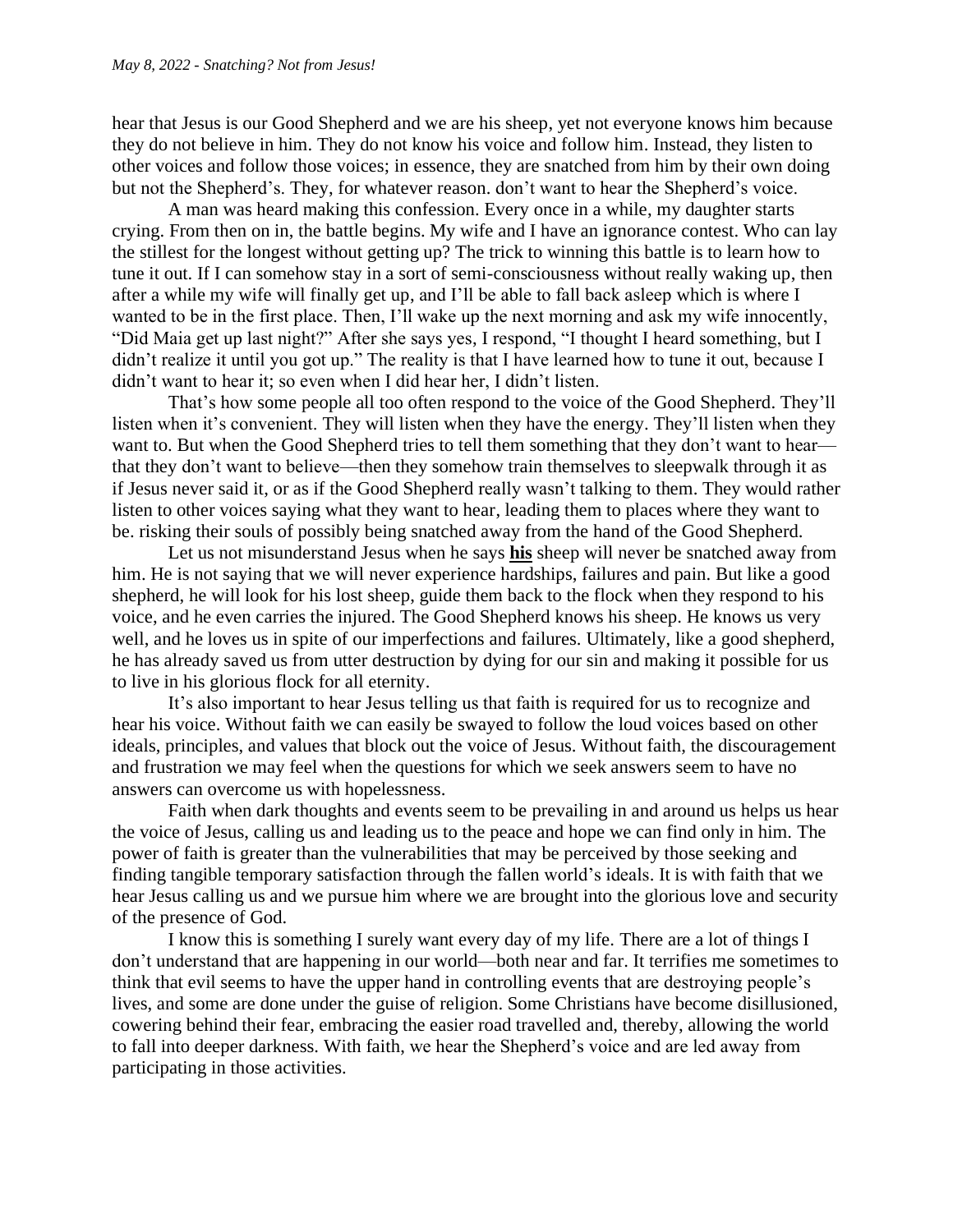hear that Jesus is our Good Shepherd and we are his sheep, yet not everyone knows him because they do not believe in him. They do not know his voice and follow him. Instead, they listen to other voices and follow those voices; in essence, they are snatched from him by their own doing but not the Shepherd's. They, for whatever reason. don't want to hear the Shepherd's voice.

A man was heard making this confession. Every once in a while, my daughter starts crying. From then on in, the battle begins. My wife and I have an ignorance contest. Who can lay the stillest for the longest without getting up? The trick to winning this battle is to learn how to tune it out. If I can somehow stay in a sort of semi-consciousness without really waking up, then after a while my wife will finally get up, and I'll be able to fall back asleep which is where I wanted to be in the first place. Then, I'll wake up the next morning and ask my wife innocently, "Did Maia get up last night?" After she says yes, I respond, "I thought I heard something, but I didn't realize it until you got up." The reality is that I have learned how to tune it out, because I didn't want to hear it; so even when I did hear her, I didn't listen.

That's how some people all too often respond to the voice of the Good Shepherd. They'll listen when it's convenient. They will listen when they have the energy. They'll listen when they want to. But when the Good Shepherd tries to tell them something that they don't want to hear—that they don't want to believe—then they somehow train themselves to sleepwalk through it as if Jesus never said it, or as if the Good Shepherd really wasn't talking to them. They would rather listen to other voices saying what they want to hear, leading them to places where they want to be. risking their souls of possibly being snatched away from the hand of the Good Shepherd.

Let us not misunderstand Jesus when he says **his** sheep will never be snatched away from him. He is not saying that we will never experience hardships, failures and pain. But like a good shepherd, he will look for his lost sheep, guide them back to the flock when they respond to his voice, and he even carries the injured. The Good Shepherd knows his sheep. He knows us very well, and he loves us in spite of our imperfections and failures. Ultimately, like a good shepherd, he has already saved us from utter destruction by dying for our sin and making it possible for us to live in his glorious flock for all eternity.

It's also important to hear Jesus telling us that faith is required for us to recognize and hear his voice. Without faith we can easily be swayed to follow the loud voices based on other ideals, principles, and values that block out the voice of Jesus. Without faith, the discouragement and frustration we may feel when the questions for which we seek answers seem to have no answers can overcome us with hopelessness.

Faith when dark thoughts and events seem to be prevailing in and around us helps us hear the voice of Jesus, calling us and leading us to the peace and hope we can find only in him. The power of faith is greater than the vulnerabilities that may be perceived by those seeking and finding tangible temporary satisfaction through the fallen world's ideals. It is with faith that we hear Jesus calling us and we pursue him where we are brought into the glorious love and security of the presence of God.

I know this is something I surely want every day of my life. There are a lot of things I don't understand that are happening in our world—both near and far. It terrifies me sometimes to think that evil seems to have the upper hand in controlling events that are destroying people's lives, and some are done under the guise of religion. Some Christians have become disillusioned, cowering behind their fear, embracing the easier road travelled and, thereby, allowing the world to fall into deeper darkness. With faith, we hear the Shepherd's voice and are led away from participating in those activities.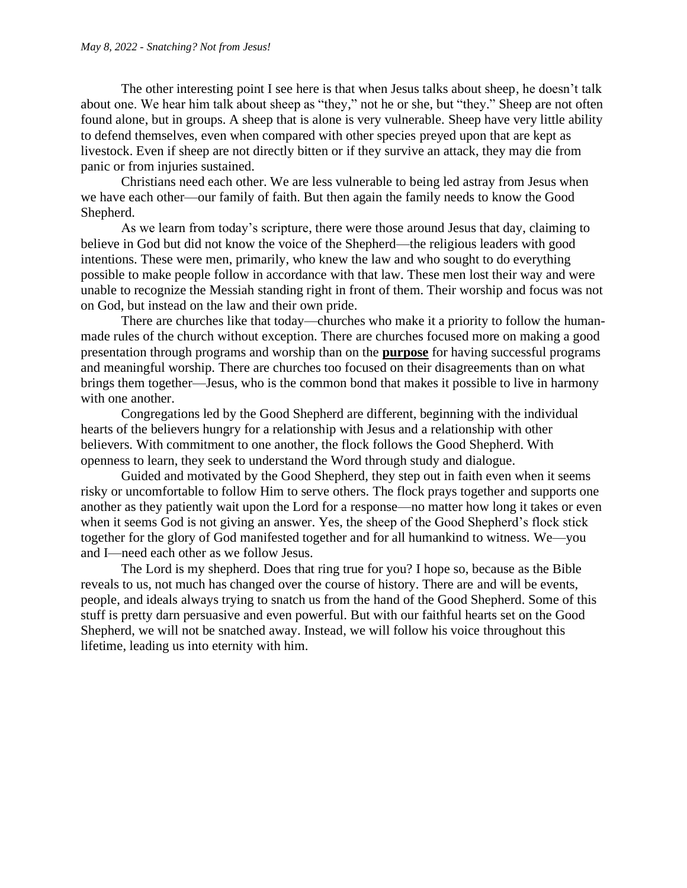The other interesting point I see here is that when Jesus talks about sheep, he doesn't talk about one. We hear him talk about sheep as "they," not he or she, but "they." Sheep are not often found alone, but in groups. A sheep that is alone is very vulnerable. Sheep have very little ability to defend themselves, even when compared with other species preyed upon that are kept as livestock. Even if sheep are not directly bitten or if they survive an attack, they may die from panic or from injuries sustained.

Christians need each other. We are less vulnerable to being led astray from Jesus when we have each other—our family of faith. But then again the family needs to know the Good Shepherd.

As we learn from today's scripture, there were those around Jesus that day, claiming to believe in God but did not know the voice of the Shepherd—the religious leaders with good intentions. These were men, primarily, who knew the law and who sought to do everything possible to make people follow in accordance with that law. These men lost their way and were unable to recognize the Messiah standing right in front of them. Their worship and focus was not on God, but instead on the law and their own pride.

There are churches like that today—churches who make it a priority to follow the human-made rules of the church without exception. There are churches focused more on making a good presentation through programs and worship than on the **purpose** for having successful programs and meaningful worship. There are churches too focused on their disagreements than on what brings them together—Jesus, who is the common bond that makes it possible to live in harmony with one another.

Congregations led by the Good Shepherd are different, beginning with the individual hearts of the believers hungry for a relationship with Jesus and a relationship with other believers. With commitment to one another, the flock follows the Good Shepherd. With openness to learn, they seek to understand the Word through study and dialogue.

Guided and motivated by the Good Shepherd, they step out in faith even when it seems risky or uncomfortable to follow Him to serve others. The flock prays together and supports one another as they patiently wait upon the Lord for a response—no matter how long it takes or even when it seems God is not giving an answer. Yes, the sheep of the Good Shepherd's flock stick together for the glory of God manifested together and for all humankind to witness. We—you and I—need each other as we follow Jesus.

The Lord is my shepherd. Does that ring true for you? I hope so, because as the Bible reveals to us, not much has changed over the course of history. There are and will be events, people, and ideals always trying to snatch us from the hand of the Good Shepherd. Some of this stuff is pretty darn persuasive and even powerful. But with our faithful hearts set on the Good Shepherd, we will not be snatched away. Instead, we will follow his voice throughout this lifetime, leading us into eternity with him.